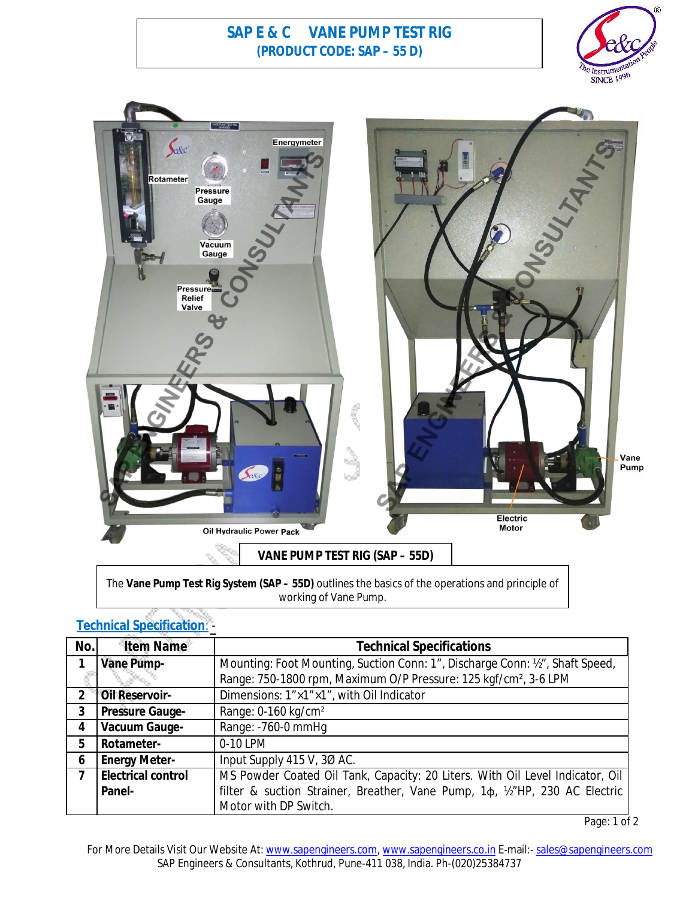# SAP E & C VANE PUMP TEST RIG

**(PRODUCT CODE: SAP – 55 D)**

## VANE PUMP TEST RIG (SAP – 55D)

The **Vane Pump Test Rig System (SAP – 55D)** outlines the basics of the operations and principle of working of Vane Pump.

## Technical Specification: -

| No. | Item Name | Technical Specifications |
|---|---|---|
| 1 | **Vane Pump-** | Mounting: Foot Mounting, Suction Conn: 1", Discharge Conn: ½", Shaft Speed, Range: 750-1800 rpm, Maximum O/P Pressure: 125 kgf/cm², 3-6 LPM |
| 2 | **Oil Reservoir-** | Dimensions: 1"×1"×1", with Oil Indicator |
| 3 | **Pressure Gauge-** | Range: 0-160 kg/cm² |
| 4 | **Vacuum Gauge-** | Range: -760-0 mmHg |
| 5 | **Rotameter-** | 0-10 LPM |
| 6 | **Energy Meter-** | Input Supply 415 V, 3Ø AC. |
| 7 | **Electrical control Panel-** | MS Powder Coated Oil Tank, Capacity: 20 Liters. With Oil Level Indicator, Oil filter & suction Strainer, Breather, Vane Pump, 1ϕ, ½"HP, 230 AC Electric Motor with DP Switch. |

For More Details Visit Our Website At: www.sapengineers.com, www.sapengineers.co.in E-mail:- sales@sapengineers.com
SAP Engineers & Consultants, Kothrud, Pune-411 038, India. Ph-(020)25384737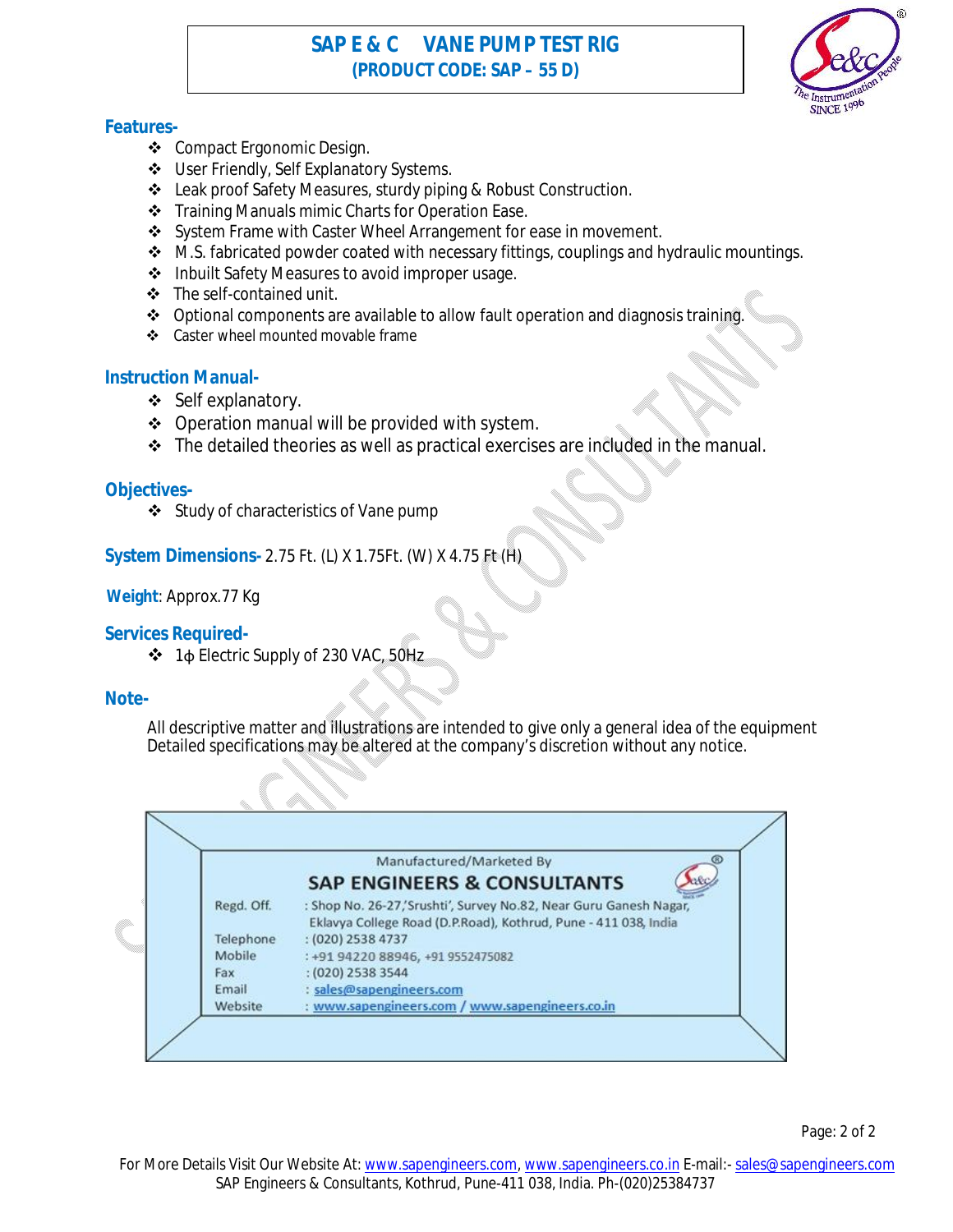# SAP E & C VANE PUMP TEST RIG
## (PRODUCT CODE: SAP – 55 D)

### Features-

- Compact Ergonomic Design.
- User Friendly, Self Explanatory Systems.
- Leak proof Safety Measures, sturdy piping & Robust Construction.
- Training Manuals mimic Charts for Operation Ease.
- System Frame with Caster Wheel Arrangement for ease in movement.
- M.S. fabricated powder coated with necessary fittings, couplings and hydraulic mountings.
- Inbuilt Safety Measures to avoid improper usage.
- The self-contained unit.
- Optional components are available to allow fault operation and diagnosis training.
- Caster wheel mounted movable frame

### Instruction Manual-

- Self explanatory.
- Operation manual will be provided with system.
- The detailed theories as well as practical exercises are included in the manual.

### Objectives-

- Study of characteristics of Vane pump

**System Dimensions-** 2.75 Ft. (L) X 1.75Ft. (W) X 4.75 Ft (H)

**Weight**: Approx.77 Kg

### Services Required-

- 1ϕ Electric Supply of 230 VAC, 50Hz

### Note-

All descriptive matter and illustrations are intended to give only a general idea of the equipment Detailed specifications may be altered at the company's discretion without any notice.

Manufactured/Marketed By

**SAP ENGINEERS & CONSULTANTS**

| | |
|---|---|
| Regd. Off. | : Shop No. 26-27,'Srushti', Survey No.82, Near Guru Ganesh Nagar, Eklavya College Road (D.P.Road), Kothrud, Pune - 411 038, India |
| Telephone | : (020) 2538 4737 |
| Mobile | : +91 94220 88946, +91 9552475082 |
| Fax | : (020) 2538 3544 |
| Email | : sales@sapengineers.com |
| Website | : www.sapengineers.com / www.sapengineers.co.in |

For More Details Visit Our Website At: www.sapengineers.com, www.sapengineers.co.in E-mail:- sales@sapengineers.com
SAP Engineers & Consultants, Kothrud, Pune-411 038, India. Ph-(020)25384737